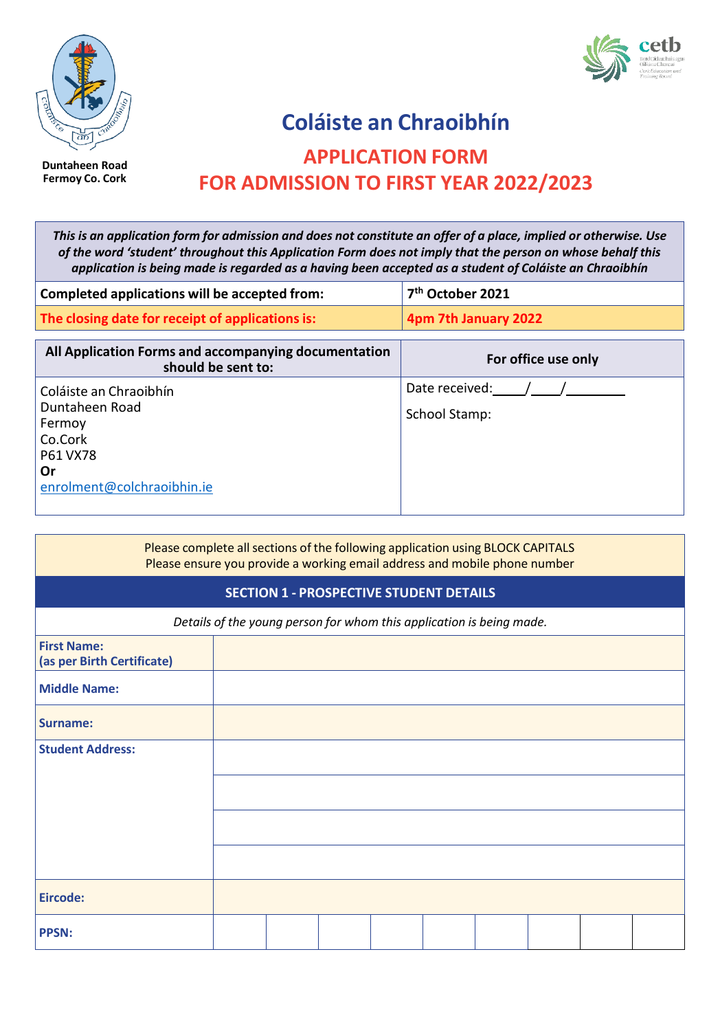Duntaheen Road
Fermoy Co. Cork

# Coláiste an Chraoibhín

## APPLICATION FORM
## FOR ADMISSION TO FIRST YEAR 2022/2023

| *This is an application form for admission and does not constitute an offer of a place, implied or otherwise. Use of the word 'student' throughout this Application Form does not imply that the person on whose behalf this application is being made is regarded as a having been accepted as a student of Coláiste an Chraoibhín* | |
|---|---|
| **Completed applications will be accepted from:** | **7th October 2021** |
| **The closing date for receipt of applications is:** | **4pm 7th January 2022** |

| **All Application Forms and accompanying documentation should be sent to:** | **For office use only** |
|---|---|
| Coláiste an Chraoibhín<br>Duntaheen Road<br>Fermoy<br>Co.Cork<br>P61 VX78<br>**Or**<br>enrolment@colchraoibhin.ie | Date received:____/____/________<br><br>School Stamp: |

Please complete all sections of the following application using BLOCK CAPITALS
Please ensure you provide a working email address and mobile phone number

## SECTION 1 - PROSPECTIVE STUDENT DETAILS

*Details of the young person for whom this application is being made.*

| | | | | | | | | | |
|---|---|---|---|---|---|---|---|---|---|
| **First Name:** **(as per Birth Certificate)** | | | | | | | | | |
| **Middle Name:** | | | | | | | | | |
| **Surname:** | | | | | | | | | |
| **Student Address:** | | | | | | | | | |
| | | | | | | | | | |
| | | | | | | | | | |
| | | | | | | | | | |
| **Eircode:** | | | | | | | | | |
| **PPSN:** | | | | | | | | | |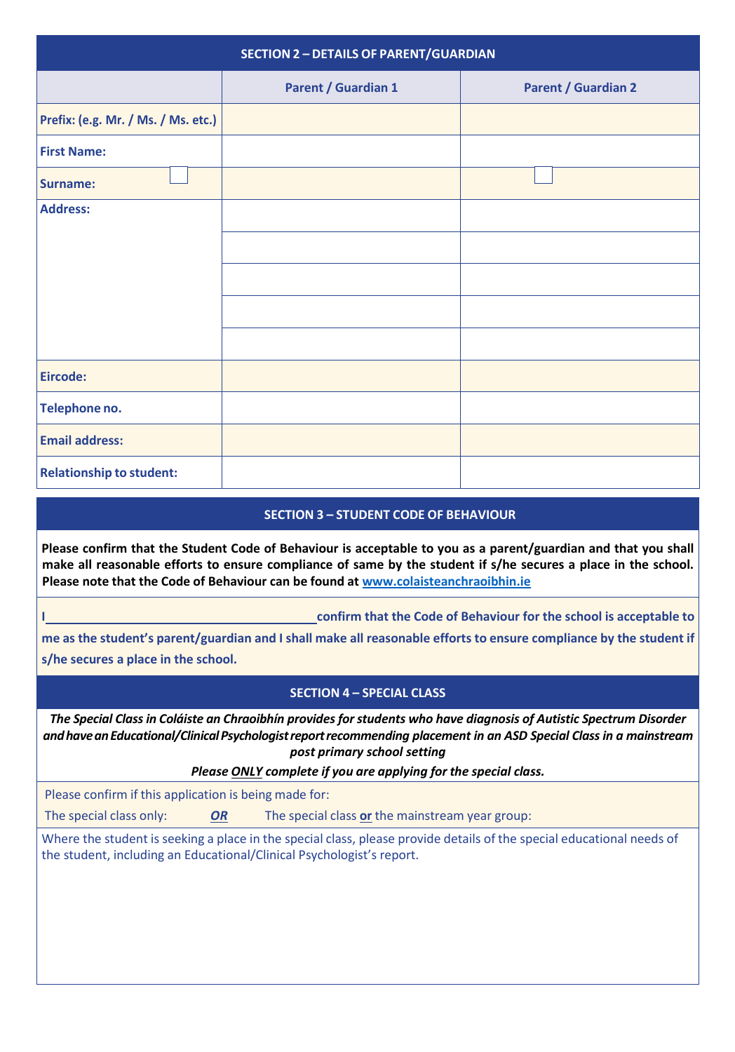## SECTION 2 – DETAILS OF PARENT/GUARDIAN

| | Parent / Guardian 1 | Parent / Guardian 2 |
|---|---|---|
| **Prefix: (e.g. Mr. / Ms. / Ms. etc.)** | | |
| **First Name:** | | |
| **Surname:** | | |
| **Address:** | | |
| | | |
| | | |
| | | |
| | | |
| **Eircode:** | | |
| **Telephone no.** | | |
| **Email address:** | | |
| **Relationship to student:** | | |

## SECTION 3 – STUDENT CODE OF BEHAVIOUR

**Please confirm that the Student Code of Behaviour is acceptable to you as a parent/guardian and that you shall make all reasonable efforts to ensure compliance of same by the student if s/he secures a place in the school. Please note that the Code of Behaviour can be found at [www.colaisteanchraoibhin.ie](http://www.colaisteanchraoibhin.ie)**

**I \_\_\_\_\_\_\_\_\_\_\_\_\_\_\_\_\_\_\_\_\_\_\_\_\_\_\_\_\_\_\_\_\_\_\_\_\_\_\_\_ confirm that the Code of Behaviour for the school is acceptable to me as the student's parent/guardian and I shall make all reasonable efforts to ensure compliance by the student if s/he secures a place in the school.**

## SECTION 4 – SPECIAL CLASS

***The Special Class in Coláiste an Chraoibhín provides for students who have diagnosis of Autistic Spectrum Disorder and have an Educational/Clinical Psychologist report recommending placement in an ASD Special Class in a mainstream post primary school setting***

***Please ONLY complete if you are applying for the special class.***

Please confirm if this application is being made for:

The special class only: ***OR*** The special class **or** the mainstream year group:

Where the student is seeking a place in the special class, please provide details of the special educational needs of the student, including an Educational/Clinical Psychologist's report.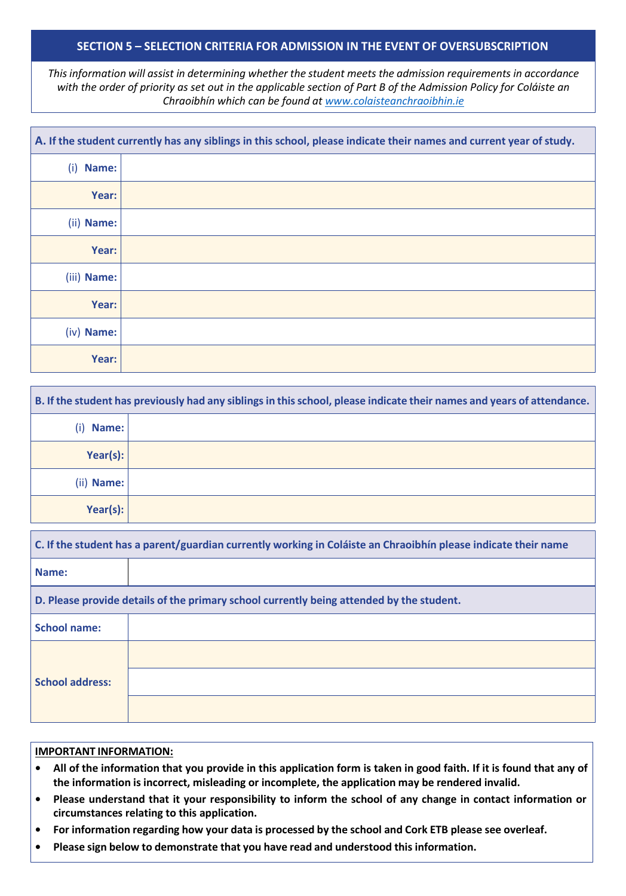## SECTION 5 – SELECTION CRITERIA FOR ADMISSION IN THE EVENT OF OVERSUBSCRIPTION

*This information will assist in determining whether the student meets the admission requirements in accordance with the order of priority as set out in the applicable section of Part B of the Admission Policy for Coláiste an Chraoibhín which can be found at [www.colaisteanchraoibhin.ie](http://www.colaisteanchraoibhin.ie)*

**A. If the student currently has any siblings in this school, please indicate their names and current year of study.**

| | |
|---|---|
| (i) **Name:** | |
| **Year:** | |
| (ii) **Name:** | |
| **Year:** | |
| (iii) **Name:** | |
| **Year:** | |
| (iv) **Name:** | |
| **Year:** | |

**B. If the student has previously had any siblings in this school, please indicate their names and years of attendance.**

| | |
|---|---|
| (i) **Name:** | |
| **Year(s):** | |
| (ii) **Name:** | |
| **Year(s):** | |

**C. If the student has a parent/guardian currently working in Coláiste an Chraoibhín please indicate their name**

| | |
|---|---|
| **Name:** | |

**D. Please provide details of the primary school currently being attended by the student.**

| | |
|---|---|
| **School name:** | |
| **School address:** | |
| | |
| | |

**IMPORTANT INFORMATION:**

- **All of the information that you provide in this application form is taken in good faith. If it is found that any of the information is incorrect, misleading or incomplete, the application may be rendered invalid.**
- **Please understand that it your responsibility to inform the school of any change in contact information or circumstances relating to this application.**
- **For information regarding how your data is processed by the school and Cork ETB please see overleaf.**
- **Please sign below to demonstrate that you have read and understood this information.**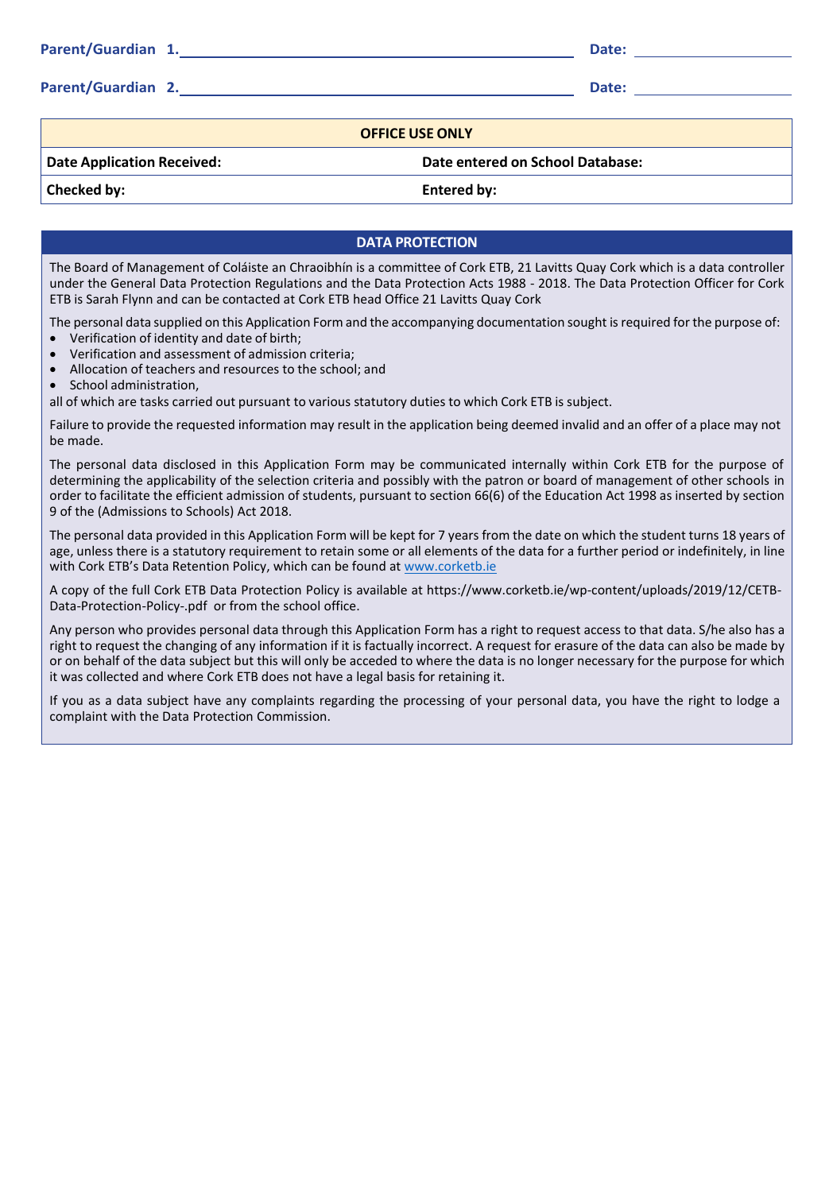**Parent/Guardian 1.** \_\_\_\_\_\_\_\_\_\_\_\_\_\_\_\_\_\_\_\_\_\_\_\_\_\_\_\_\_\_\_\_\_\_\_\_\_\_\_\_ **Date:** \_\_\_\_\_\_\_\_\_\_\_\_\_\_\_\_

**Parent/Guardian 2.** \_\_\_\_\_\_\_\_\_\_\_\_\_\_\_\_\_\_\_\_\_\_\_\_\_\_\_\_\_\_\_\_\_\_\_\_\_\_\_\_ **Date:** \_\_\_\_\_\_\_\_\_\_\_\_\_\_\_\_

| OFFICE USE ONLY | |
|---|---|
| **Date Application Received:** | **Date entered on School Database:** |
| **Checked by:** | **Entered by:** |

## DATA PROTECTION

The Board of Management of Coláiste an Chraoibhín is a committee of Cork ETB, 21 Lavitts Quay Cork which is a data controller under the General Data Protection Regulations and the Data Protection Acts 1988 - 2018. The Data Protection Officer for Cork ETB is Sarah Flynn and can be contacted at Cork ETB head Office 21 Lavitts Quay Cork

The personal data supplied on this Application Form and the accompanying documentation sought is required for the purpose of:

- Verification of identity and date of birth;
- Verification and assessment of admission criteria;
- Allocation of teachers and resources to the school; and
- School administration,

all of which are tasks carried out pursuant to various statutory duties to which Cork ETB is subject.

Failure to provide the requested information may result in the application being deemed invalid and an offer of a place may not be made.

The personal data disclosed in this Application Form may be communicated internally within Cork ETB for the purpose of determining the applicability of the selection criteria and possibly with the patron or board of management of other schools in order to facilitate the efficient admission of students, pursuant to section 66(6) of the Education Act 1998 as inserted by section 9 of the (Admissions to Schools) Act 2018.

The personal data provided in this Application Form will be kept for 7 years from the date on which the student turns 18 years of age, unless there is a statutory requirement to retain some or all elements of the data for a further period or indefinitely, in line with Cork ETB's Data Retention Policy, which can be found at www.corketb.ie

A copy of the full Cork ETB Data Protection Policy is available at https://www.corketb.ie/wp-content/uploads/2019/12/CETB-Data-Protection-Policy-.pdf or from the school office.

Any person who provides personal data through this Application Form has a right to request access to that data. S/he also has a right to request the changing of any information if it is factually incorrect. A request for erasure of the data can also be made by or on behalf of the data subject but this will only be acceded to where the data is no longer necessary for the purpose for which it was collected and where Cork ETB does not have a legal basis for retaining it.

If you as a data subject have any complaints regarding the processing of your personal data, you have the right to lodge a complaint with the Data Protection Commission.